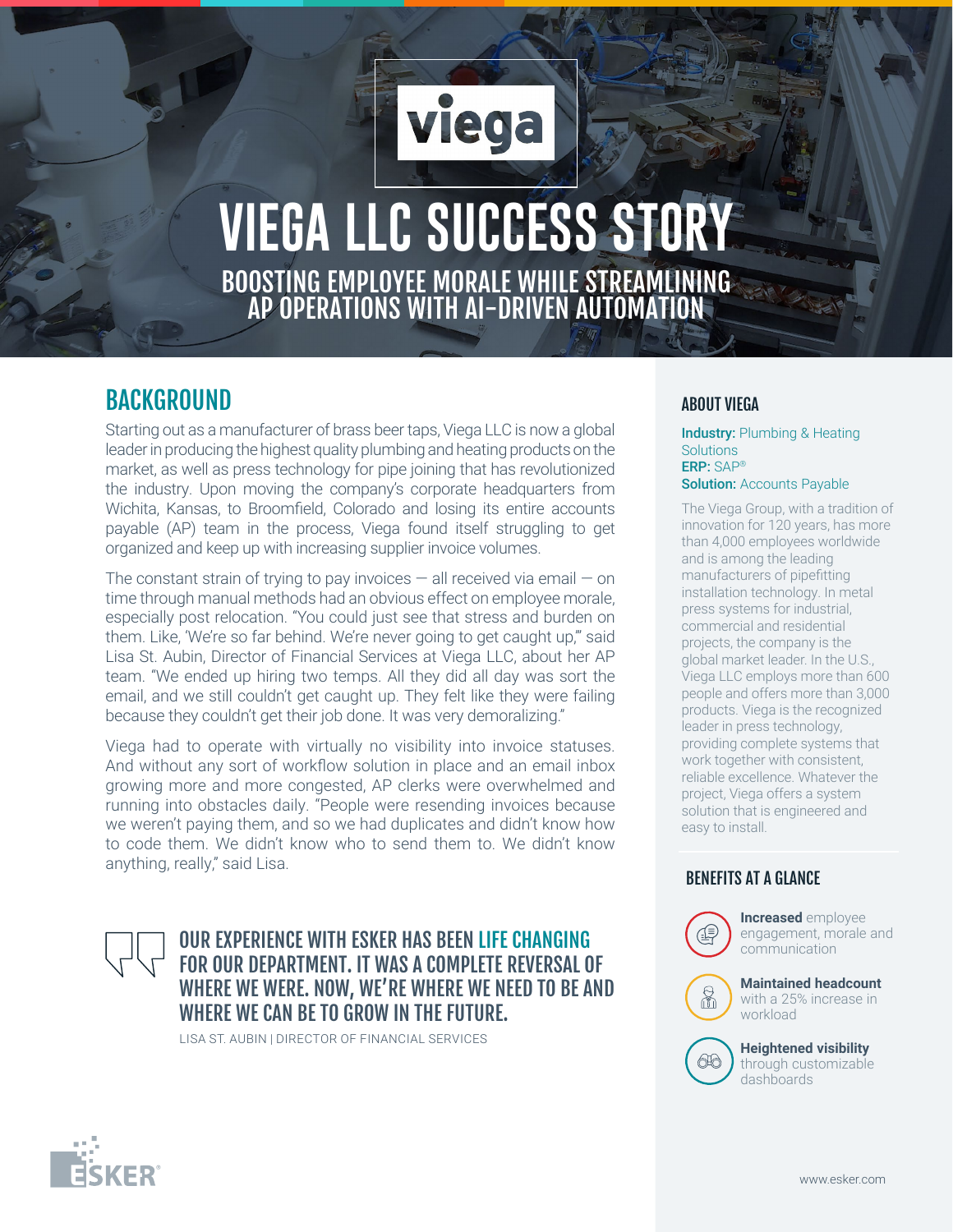# VIEGA LLC SUCCESS STORY

## BOOSTING EMPLOYEE MORALE WHILE STREAMLINING AP OPERATIONS WITH AI-DRIVEN AUTOMATION

## BACKGROUND

Starting out as a manufacturer of brass beer taps, Viega LLC is now a global leader in producing the highest quality plumbing and heating products on the market, as well as press technology for pipe joining that has revolutionized the industry. Upon moving the company's corporate headquarters from Wichita, Kansas, to Broomfield, Colorado and losing its entire accounts payable (AP) team in the process, Viega found itself struggling to get organized and keep up with increasing supplier invoice volumes.

The constant strain of trying to pay invoices — all received via email — on time through manual methods had an obvious effect on employee morale, especially post relocation. "You could just see that stress and burden on them. Like, 'We're so far behind. We're never going to get caught up,'" said Lisa St. Aubin, Director of Financial Services at Viega LLC, about her AP team. "We ended up hiring two temps. All they did all day was sort the email, and we still couldn't get caught up. They felt like they were failing because they couldn't get their job done. It was very demoralizing."

Viega had to operate with virtually no visibility into invoice statuses. And without any sort of workflow solution in place and an email inbox growing more and more congested, AP clerks were overwhelmed and running into obstacles daily. "People were resending invoices because we weren't paying them, and so we had duplicates and didn't know how to code them. We didn't know who to send them to. We didn't know anything, really," said Lisa.

> OUR EXPERIENCE WITH ESKER HAS BEEN LIFE CHANGING FOR OUR DEPARTMENT. IT WAS A COMPLETE REVERSAL OF WHERE WE WERE. NOW, WE'RE WHERE WE NEED TO BE AND WHERE WE CAN BE TO GROW IN THE FUTURE.
>
> LISA ST. AUBIN | DIRECTOR OF FINANCIAL SERVICES

### ABOUT VIEGA

**Industry:** Plumbing & Heating Solutions
**ERP:** SAP®
**Solution:** Accounts Payable

The Viega Group, with a tradition of innovation for 120 years, has more than 4,000 employees worldwide and is among the leading manufacturers of pipefitting installation technology. In metal press systems for industrial, commercial and residential projects, the company is the global market leader. In the U.S., Viega LLC employs more than 600 people and offers more than 3,000 products. Viega is the recognized leader in press technology, providing complete systems that work together with consistent, reliable excellence. Whatever the project, Viega offers a system solution that is engineered and easy to install.

### BENEFITS AT A GLANCE

- **Increased** employee engagement, morale and communication
- **Maintained headcount** with a 25% increase in workload
- **Heightened visibility** through customizable dashboards

www.esker.com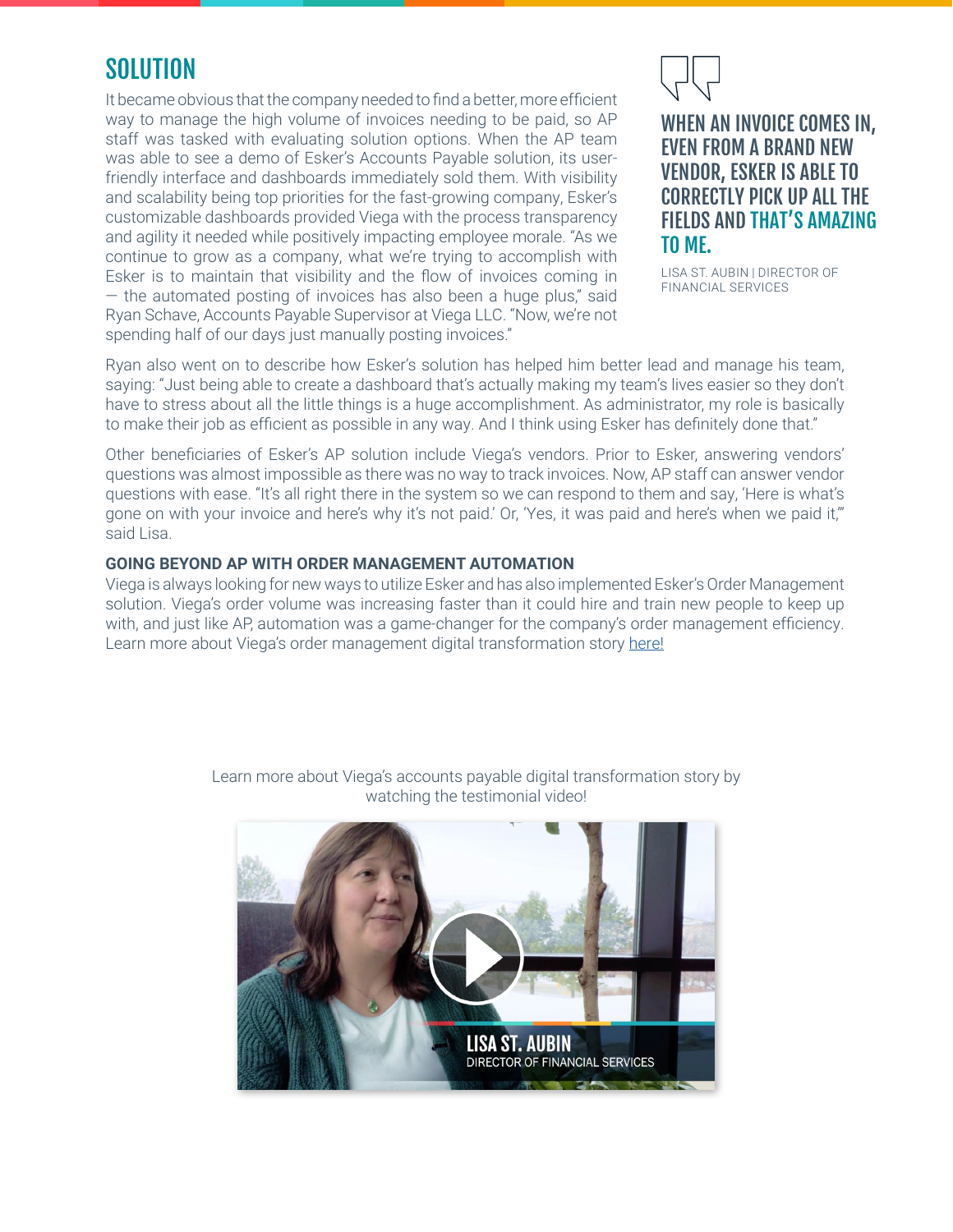## SOLUTION

It became obvious that the company needed to find a better, more efficient way to manage the high volume of invoices needing to be paid, so AP staff was tasked with evaluating solution options. When the AP team was able to see a demo of Esker's Accounts Payable solution, its user-friendly interface and dashboards immediately sold them. With visibility and scalability being top priorities for the fast-growing company, Esker's customizable dashboards provided Viega with the process transparency and agility it needed while positively impacting employee morale. "As we continue to grow as a company, what we're trying to accomplish with Esker is to maintain that visibility and the flow of invoices coming in — the automated posting of invoices has also been a huge plus," said Ryan Schave, Accounts Payable Supervisor at Viega LLC. "Now, we're not spending half of our days just manually posting invoices."

> **WHEN AN INVOICE COMES IN, EVEN FROM A BRAND NEW VENDOR, ESKER IS ABLE TO CORRECTLY PICK UP ALL THE FIELDS AND THAT'S AMAZING TO ME.**
>
> LISA ST. AUBIN | DIRECTOR OF FINANCIAL SERVICES

Ryan also went on to describe how Esker's solution has helped him better lead and manage his team, saying: "Just being able to create a dashboard that's actually making my team's lives easier so they don't have to stress about all the little things is a huge accomplishment. As administrator, my role is basically to make their job as efficient as possible in any way. And I think using Esker has definitely done that."

Other beneficiaries of Esker's AP solution include Viega's vendors. Prior to Esker, answering vendors' questions was almost impossible as there was no way to track invoices. Now, AP staff can answer vendor questions with ease. "It's all right there in the system so we can respond to them and say, 'Here is what's gone on with your invoice and here's why it's not paid.' Or, 'Yes, it was paid and here's when we paid it,'" said Lisa.

### GOING BEYOND AP WITH ORDER MANAGEMENT AUTOMATION

Viega is always looking for new ways to utilize Esker and has also implemented Esker's Order Management solution. Viega's order volume was increasing faster than it could hire and train new people to keep up with, and just like AP, automation was a game-changer for the company's order management efficiency. Learn more about Viega's order management digital transformation story here!

Learn more about Viega's accounts payable digital transformation story by watching the testimonial video!

LISA ST. AUBIN
DIRECTOR OF FINANCIAL SERVICES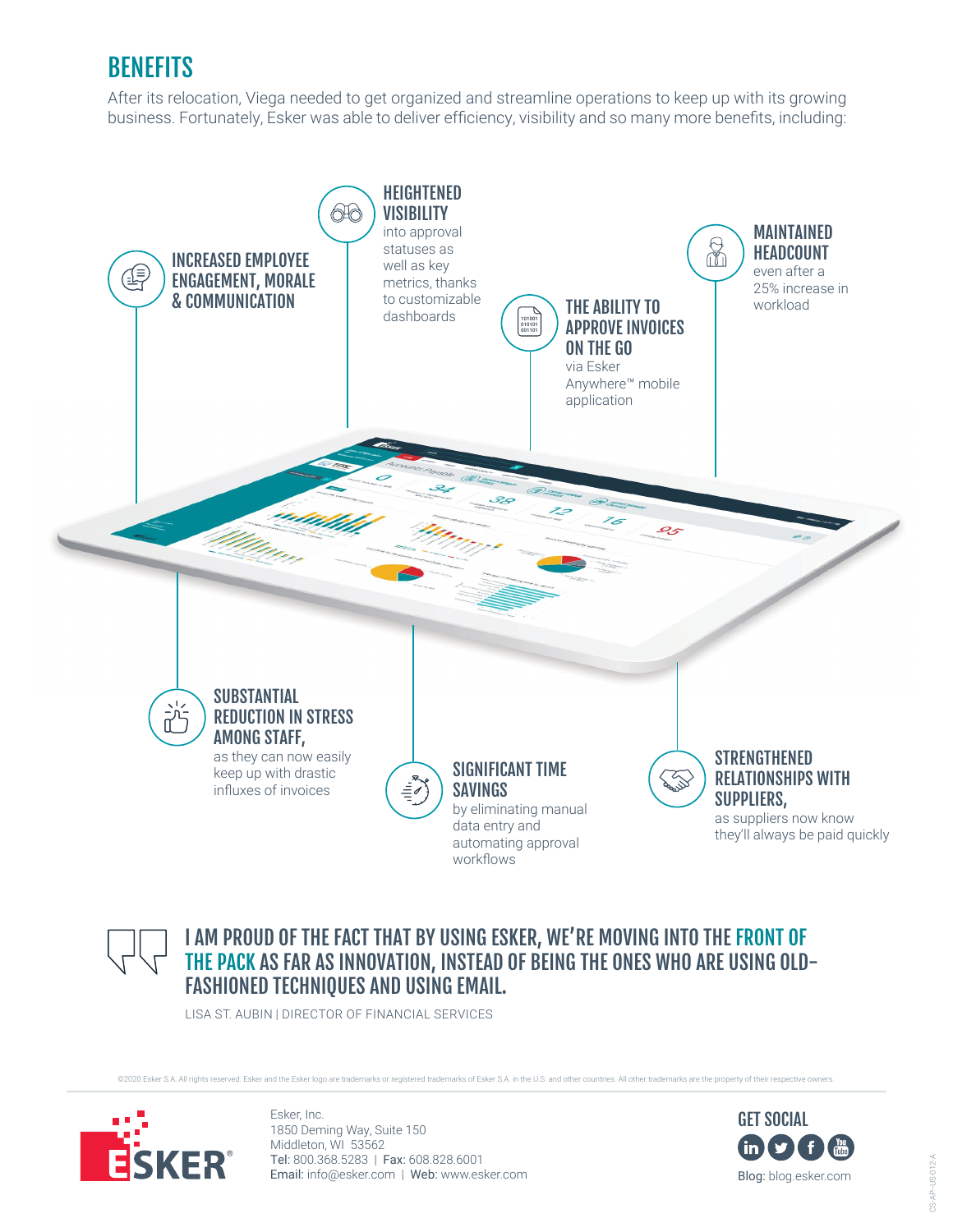## BENEFITS

After its relocation, Viega needed to get organized and streamline operations to keep up with its growing business. Fortunately, Esker was able to deliver efficiency, visibility and so many more benefits, including:

**INCREASED EMPLOYEE ENGAGEMENT, MORALE & COMMUNICATION**

**HEIGHTENED VISIBILITY** into approval statuses as well as key metrics, thanks to customizable dashboards

**THE ABILITY TO APPROVE INVOICES ON THE GO** via Esker Anywhere™ mobile application

**MAINTAINED HEADCOUNT** even after a 25% increase in workload

**SUBSTANTIAL REDUCTION IN STRESS AMONG STAFF,** as they can now easily keep up with drastic influxes of invoices

**SIGNIFICANT TIME SAVINGS** by eliminating manual data entry and automating approval workflows

**STRENGTHENED RELATIONSHIPS WITH SUPPLIERS,** as suppliers now know they'll always be paid quickly

> I AM PROUD OF THE FACT THAT BY USING ESKER, WE'RE MOVING INTO THE FRONT OF THE PACK AS FAR AS INNOVATION, INSTEAD OF BEING THE ONES WHO ARE USING OLD-FASHIONED TECHNIQUES AND USING EMAIL.

LISA ST. AUBIN | DIRECTOR OF FINANCIAL SERVICES

©2020 Esker S.A. All rights reserved. Esker and the Esker logo are trademarks or registered trademarks of Esker S.A. in the U.S. and other countries. All other trademarks are the property of their respective owners.

Esker, Inc.
1850 Deming Way, Suite 150
Middleton, WI 53562
Tel: 800.368.5283 | Fax: 608.828.6001
Email: info@esker.com | Web: www.esker.com

GET SOCIAL

Blog: blog.esker.com

CS-AP-US-012-A